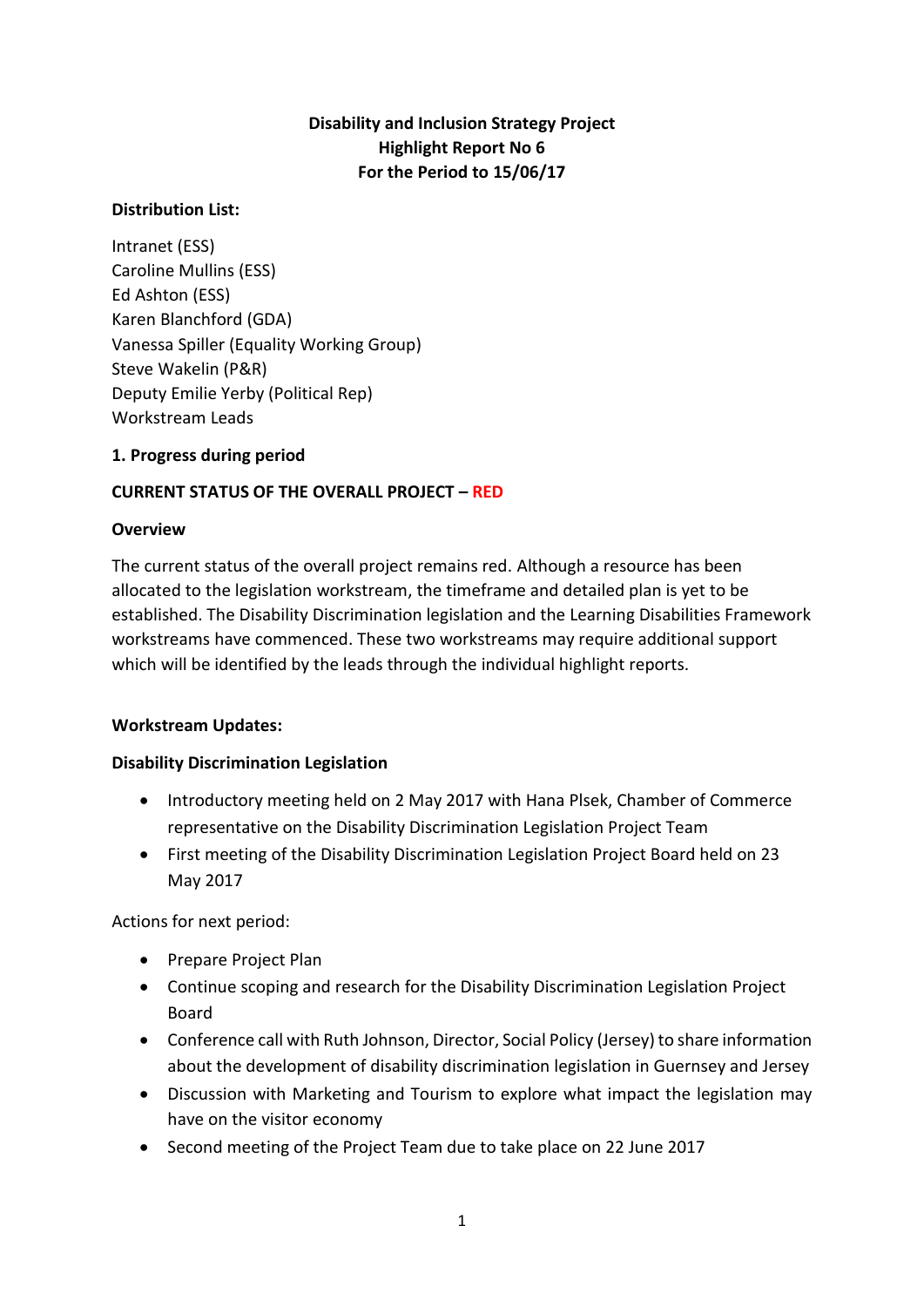**Disability and Inclusion Strategy Project**
**Highlight Report No 6**
**For the Period to 15/06/17**

**Distribution List:**

Intranet (ESS)
Caroline Mullins (ESS)
Ed Ashton (ESS)
Karen Blanchford (GDA)
Vanessa Spiller (Equality Working Group)
Steve Wakelin (P&R)
Deputy Emilie Yerby (Political Rep)
Workstream Leads

## 1. Progress during period

**CURRENT STATUS OF THE OVERALL PROJECT – RED**

**Overview**

The current status of the overall project remains red. Although a resource has been allocated to the legislation workstream, the timeframe and detailed plan is yet to be established. The Disability Discrimination legislation and the Learning Disabilities Framework workstreams have commenced. These two workstreams may require additional support which will be identified by the leads through the individual highlight reports.

**Workstream Updates:**

**Disability Discrimination Legislation**

- Introductory meeting held on 2 May 2017 with Hana Plsek, Chamber of Commerce representative on the Disability Discrimination Legislation Project Team
- First meeting of the Disability Discrimination Legislation Project Board held on 23 May 2017

Actions for next period:

- Prepare Project Plan
- Continue scoping and research for the Disability Discrimination Legislation Project Board
- Conference call with Ruth Johnson, Director, Social Policy (Jersey) to share information about the development of disability discrimination legislation in Guernsey and Jersey
- Discussion with Marketing and Tourism to explore what impact the legislation may have on the visitor economy
- Second meeting of the Project Team due to take place on 22 June 2017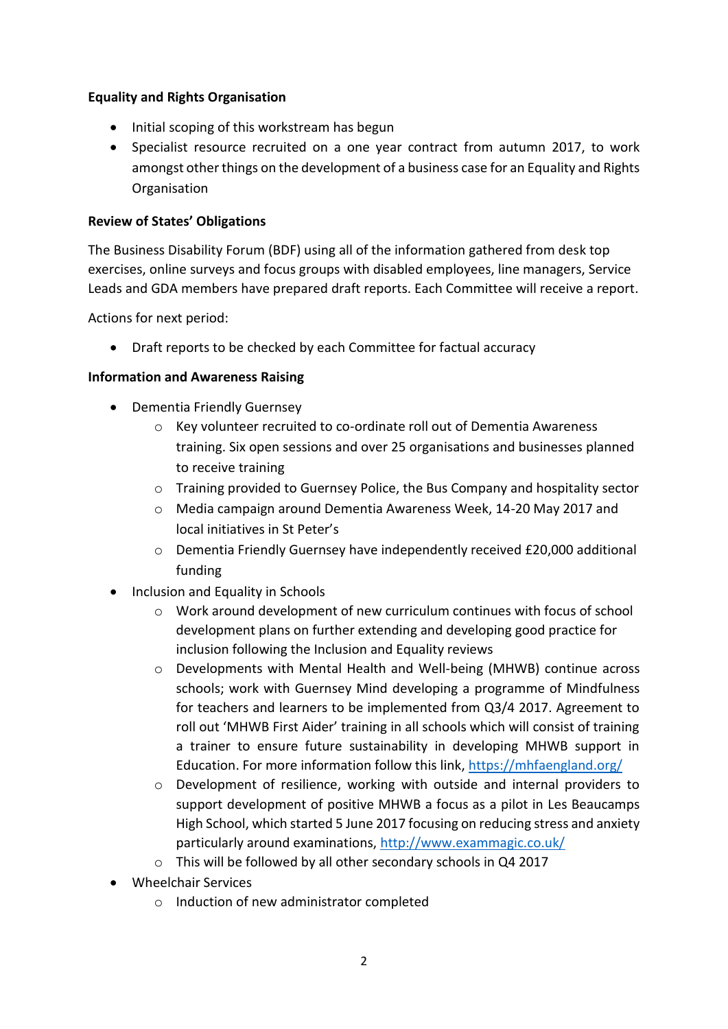**Equality and Rights Organisation**

- Initial scoping of this workstream has begun
- Specialist resource recruited on a one year contract from autumn 2017, to work amongst other things on the development of a business case for an Equality and Rights Organisation

**Review of States' Obligations**

The Business Disability Forum (BDF) using all of the information gathered from desk top exercises, online surveys and focus groups with disabled employees, line managers, Service Leads and GDA members have prepared draft reports. Each Committee will receive a report.

Actions for next period:

- Draft reports to be checked by each Committee for factual accuracy

**Information and Awareness Raising**

- Dementia Friendly Guernsey
  - Key volunteer recruited to co-ordinate roll out of Dementia Awareness training. Six open sessions and over 25 organisations and businesses planned to receive training
  - Training provided to Guernsey Police, the Bus Company and hospitality sector
  - Media campaign around Dementia Awareness Week, 14-20 May 2017 and local initiatives in St Peter's
  - Dementia Friendly Guernsey have independently received £20,000 additional funding
- Inclusion and Equality in Schools
  - Work around development of new curriculum continues with focus of school development plans on further extending and developing good practice for inclusion following the Inclusion and Equality reviews
  - Developments with Mental Health and Well-being (MHWB) continue across schools; work with Guernsey Mind developing a programme of Mindfulness for teachers and learners to be implemented from Q3/4 2017. Agreement to roll out 'MHWB First Aider' training in all schools which will consist of training a trainer to ensure future sustainability in developing MHWB support in Education. For more information follow this link, [https://mhfaengland.org/](https://mhfaengland.org/)
  - Development of resilience, working with outside and internal providers to support development of positive MHWB a focus as a pilot in Les Beaucamps High School, which started 5 June 2017 focusing on reducing stress and anxiety particularly around examinations, [http://www.exammagic.co.uk/](http://www.exammagic.co.uk/)
  - This will be followed by all other secondary schools in Q4 2017
- Wheelchair Services
  - Induction of new administrator completed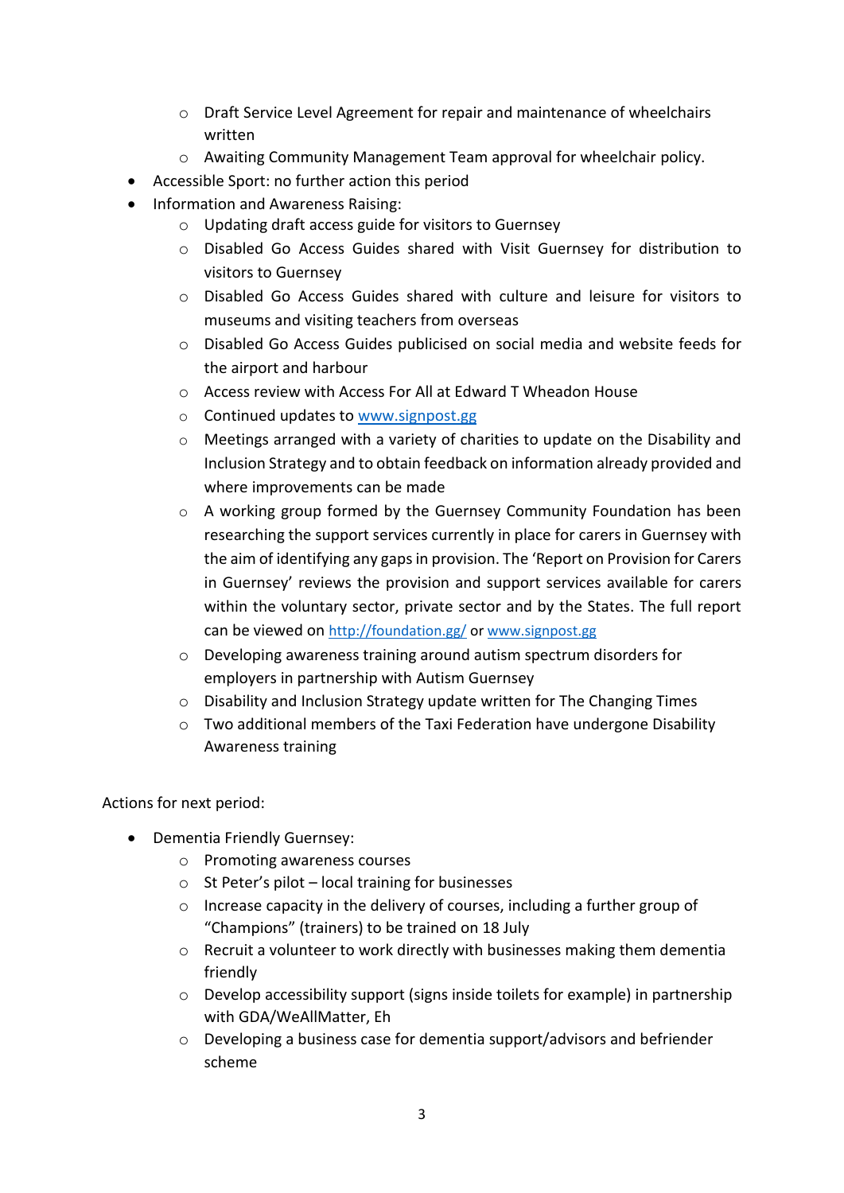- Draft Service Level Agreement for repair and maintenance of wheelchairs written
    - Awaiting Community Management Team approval for wheelchair policy.
- Accessible Sport: no further action this period
- Information and Awareness Raising:
    - Updating draft access guide for visitors to Guernsey
    - Disabled Go Access Guides shared with Visit Guernsey for distribution to visitors to Guernsey
    - Disabled Go Access Guides shared with culture and leisure for visitors to museums and visiting teachers from overseas
    - Disabled Go Access Guides publicised on social media and website feeds for the airport and harbour
    - Access review with Access For All at Edward T Wheadon House
    - Continued updates to [www.signpost.gg](http://www.signpost.gg)
    - Meetings arranged with a variety of charities to update on the Disability and Inclusion Strategy and to obtain feedback on information already provided and where improvements can be made
    - A working group formed by the Guernsey Community Foundation has been researching the support services currently in place for carers in Guernsey with the aim of identifying any gaps in provision. The 'Report on Provision for Carers in Guernsey' reviews the provision and support services available for carers within the voluntary sector, private sector and by the States. The full report can be viewed on [http://foundation.gg/](http://foundation.gg/) or [www.signpost.gg](http://www.signpost.gg)
    - Developing awareness training around autism spectrum disorders for employers in partnership with Autism Guernsey
    - Disability and Inclusion Strategy update written for The Changing Times
    - Two additional members of the Taxi Federation have undergone Disability Awareness training

Actions for next period:

- Dementia Friendly Guernsey:
    - Promoting awareness courses
    - St Peter's pilot – local training for businesses
    - Increase capacity in the delivery of courses, including a further group of "Champions" (trainers) to be trained on 18 July
    - Recruit a volunteer to work directly with businesses making them dementia friendly
    - Develop accessibility support (signs inside toilets for example) in partnership with GDA/WeAllMatter, Eh
    - Developing a business case for dementia support/advisors and befriender scheme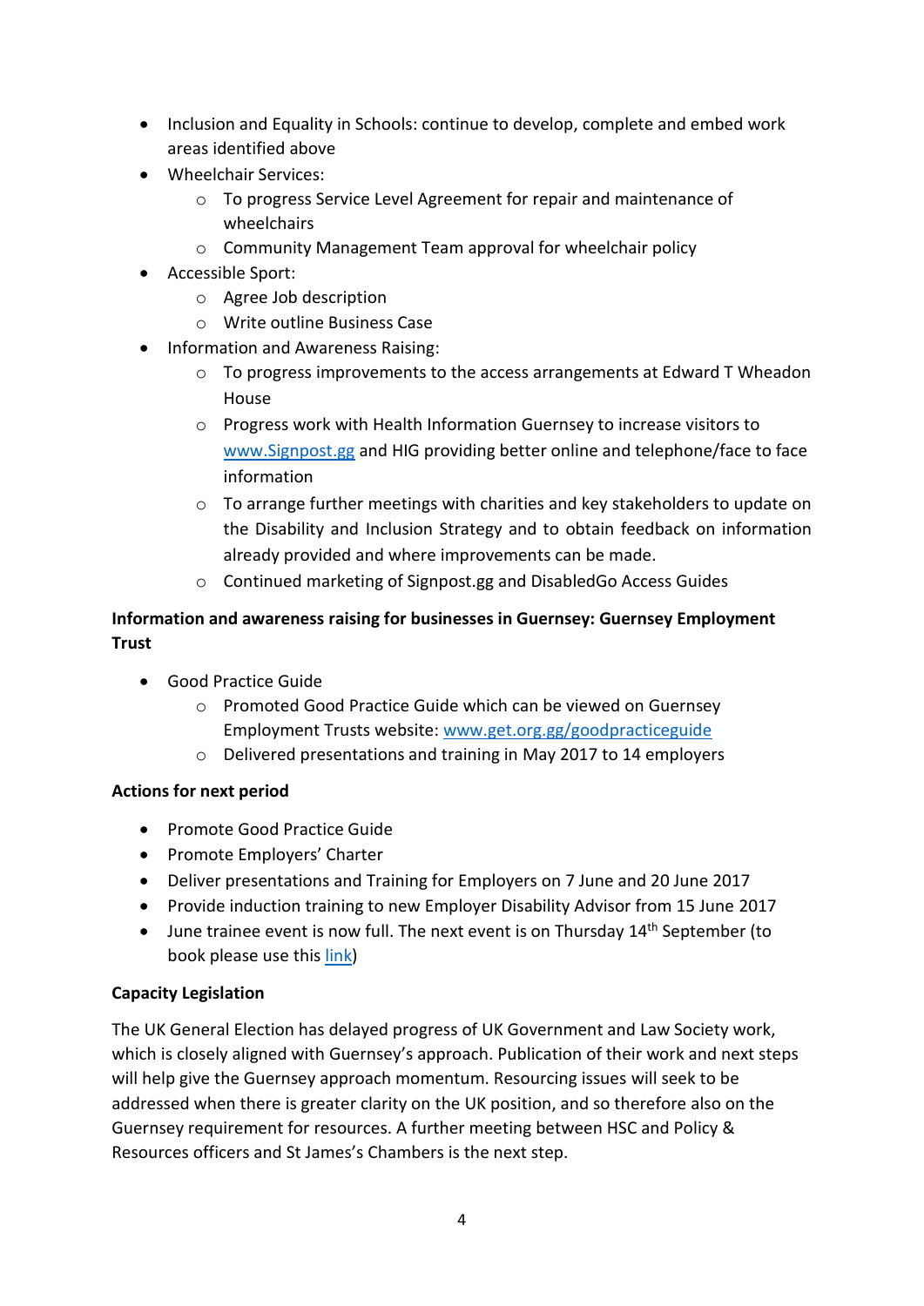- Inclusion and Equality in Schools: continue to develop, complete and embed work areas identified above
- Wheelchair Services:
    - To progress Service Level Agreement for repair and maintenance of wheelchairs
    - Community Management Team approval for wheelchair policy
- Accessible Sport:
    - Agree Job description
    - Write outline Business Case
- Information and Awareness Raising:
    - To progress improvements to the access arrangements at Edward T Wheadon House
    - Progress work with Health Information Guernsey to increase visitors to www.Signpost.gg and HIG providing better online and telephone/face to face information
    - To arrange further meetings with charities and key stakeholders to update on the Disability and Inclusion Strategy and to obtain feedback on information already provided and where improvements can be made.
    - Continued marketing of Signpost.gg and DisabledGo Access Guides

**Information and awareness raising for businesses in Guernsey: Guernsey Employment Trust**

- Good Practice Guide
    - Promoted Good Practice Guide which can be viewed on Guernsey Employment Trusts website: www.get.org.gg/goodpracticeguide
    - Delivered presentations and training in May 2017 to 14 employers

**Actions for next period**

- Promote Good Practice Guide
- Promote Employers' Charter
- Deliver presentations and Training for Employers on 7 June and 20 June 2017
- Provide induction training to new Employer Disability Advisor from 15 June 2017
- June trainee event is now full. The next event is on Thursday 14th September (to book please use this link)

**Capacity Legislation**

The UK General Election has delayed progress of UK Government and Law Society work, which is closely aligned with Guernsey's approach. Publication of their work and next steps will help give the Guernsey approach momentum. Resourcing issues will seek to be addressed when there is greater clarity on the UK position, and so therefore also on the Guernsey requirement for resources. A further meeting between HSC and Policy & Resources officers and St James's Chambers is the next step.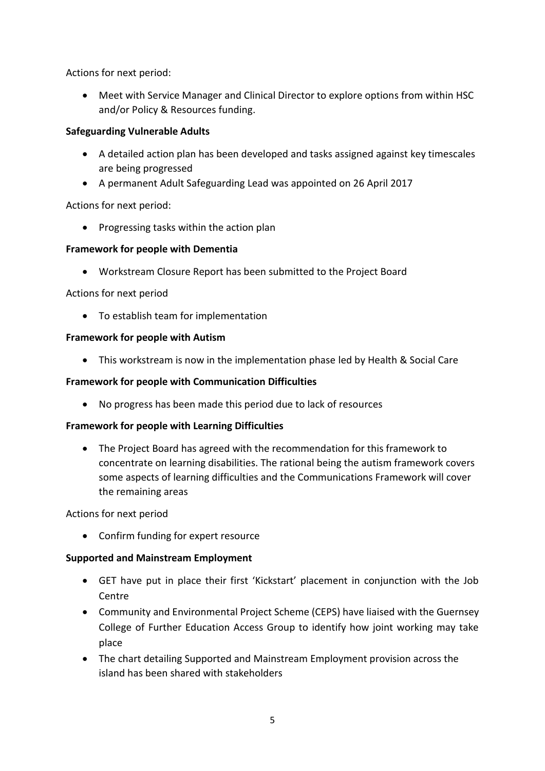Actions for next period:

- Meet with Service Manager and Clinical Director to explore options from within HSC and/or Policy & Resources funding.

**Safeguarding Vulnerable Adults**

- A detailed action plan has been developed and tasks assigned against key timescales are being progressed
- A permanent Adult Safeguarding Lead was appointed on 26 April 2017

Actions for next period:

- Progressing tasks within the action plan

**Framework for people with Dementia**

- Workstream Closure Report has been submitted to the Project Board

Actions for next period

- To establish team for implementation

**Framework for people with Autism**

- This workstream is now in the implementation phase led by Health & Social Care

**Framework for people with Communication Difficulties**

- No progress has been made this period due to lack of resources

**Framework for people with Learning Difficulties**

- The Project Board has agreed with the recommendation for this framework to concentrate on learning disabilities. The rational being the autism framework covers some aspects of learning difficulties and the Communications Framework will cover the remaining areas

Actions for next period

- Confirm funding for expert resource

**Supported and Mainstream Employment**

- GET have put in place their first 'Kickstart' placement in conjunction with the Job Centre
- Community and Environmental Project Scheme (CEPS) have liaised with the Guernsey College of Further Education Access Group to identify how joint working may take place
- The chart detailing Supported and Mainstream Employment provision across the island has been shared with stakeholders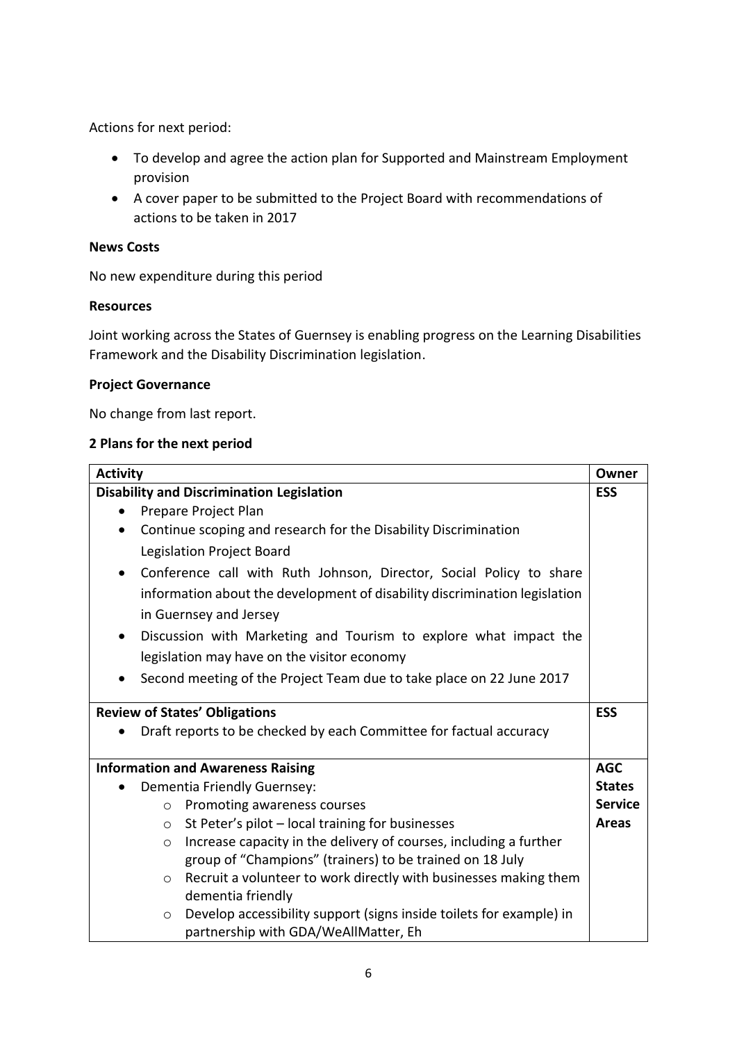Actions for next period:

- To develop and agree the action plan for Supported and Mainstream Employment provision
- A cover paper to be submitted to the Project Board with recommendations of actions to be taken in 2017

**News Costs**

No new expenditure during this period

**Resources**

Joint working across the States of Guernsey is enabling progress on the Learning Disabilities Framework and the Disability Discrimination legislation.

**Project Governance**

No change from last report.

**2 Plans for the next period**

| Activity | Owner |
|---|---|
| **Disability and Discrimination Legislation**<br>• Prepare Project Plan<br>• Continue scoping and research for the Disability Discrimination Legislation Project Board<br>• Conference call with Ruth Johnson, Director, Social Policy to share information about the development of disability discrimination legislation in Guernsey and Jersey<br>• Discussion with Marketing and Tourism to explore what impact the legislation may have on the visitor economy<br>• Second meeting of the Project Team due to take place on 22 June 2017 | **ESS** |
| **Review of States' Obligations**<br>• Draft reports to be checked by each Committee for factual accuracy | **ESS** |
| **Information and Awareness Raising**<br>• Dementia Friendly Guernsey:<br>  ○ Promoting awareness courses<br>  ○ St Peter's pilot – local training for businesses<br>  ○ Increase capacity in the delivery of courses, including a further group of "Champions" (trainers) to be trained on 18 July<br>  ○ Recruit a volunteer to work directly with businesses making them dementia friendly<br>  ○ Develop accessibility support (signs inside toilets for example) in partnership with GDA/WeAllMatter, Eh | **AGC States Service Areas** |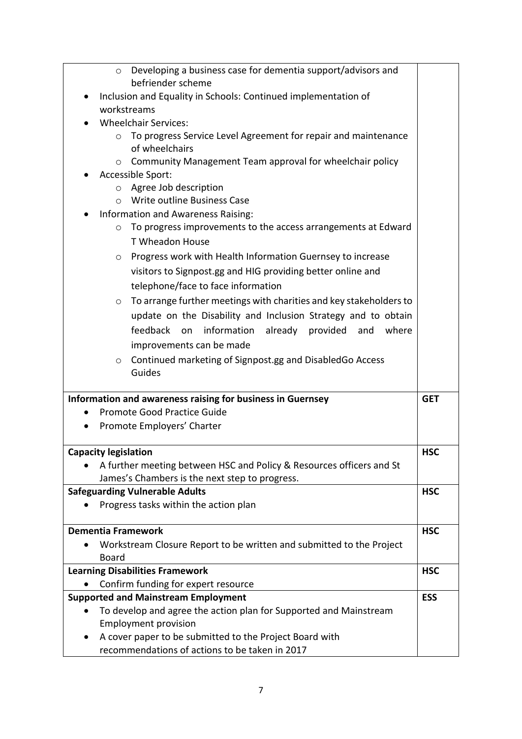| | |
|---|---|
| <ul><li>Developing a business case for dementia support/advisors and befriender scheme</li></ul><ul><li>Inclusion and Equality in Schools: Continued implementation of workstreams</li><li>Wheelchair Services:<ul><li>To progress Service Level Agreement for repair and maintenance of wheelchairs</li><li>Community Management Team approval for wheelchair policy</li></ul></li><li>Accessible Sport:<ul><li>Agree Job description</li><li>Write outline Business Case</li></ul></li><li>Information and Awareness Raising:<ul><li>To progress improvements to the access arrangements at Edward T Wheadon House</li><li>Progress work with Health Information Guernsey to increase visitors to Signpost.gg and HIG providing better online and telephone/face to face information</li><li>To arrange further meetings with charities and key stakeholders to update on the Disability and Inclusion Strategy and to obtain feedback on information already provided and where improvements can be made</li><li>Continued marketing of Signpost.gg and DisabledGo Access Guides</li></ul></li></ul> | |
| **Information and awareness raising for business in Guernsey**<ul><li>Promote Good Practice Guide</li><li>Promote Employers' Charter</li></ul> | **GET** |
| **Capacity legislation**<ul><li>A further meeting between HSC and Policy & Resources officers and St James's Chambers is the next step to progress.</li></ul> | **HSC** |
| **Safeguarding Vulnerable Adults**<ul><li>Progress tasks within the action plan</li></ul> | **HSC** |
| **Dementia Framework**<ul><li>Workstream Closure Report to be written and submitted to the Project Board</li></ul> | **HSC** |
| **Learning Disabilities Framework**<ul><li>Confirm funding for expert resource</li></ul> | **HSC** |
| **Supported and Mainstream Employment**<ul><li>To develop and agree the action plan for Supported and Mainstream Employment provision</li><li>A cover paper to be submitted to the Project Board with recommendations of actions to be taken in 2017</li></ul> | **ESS** |